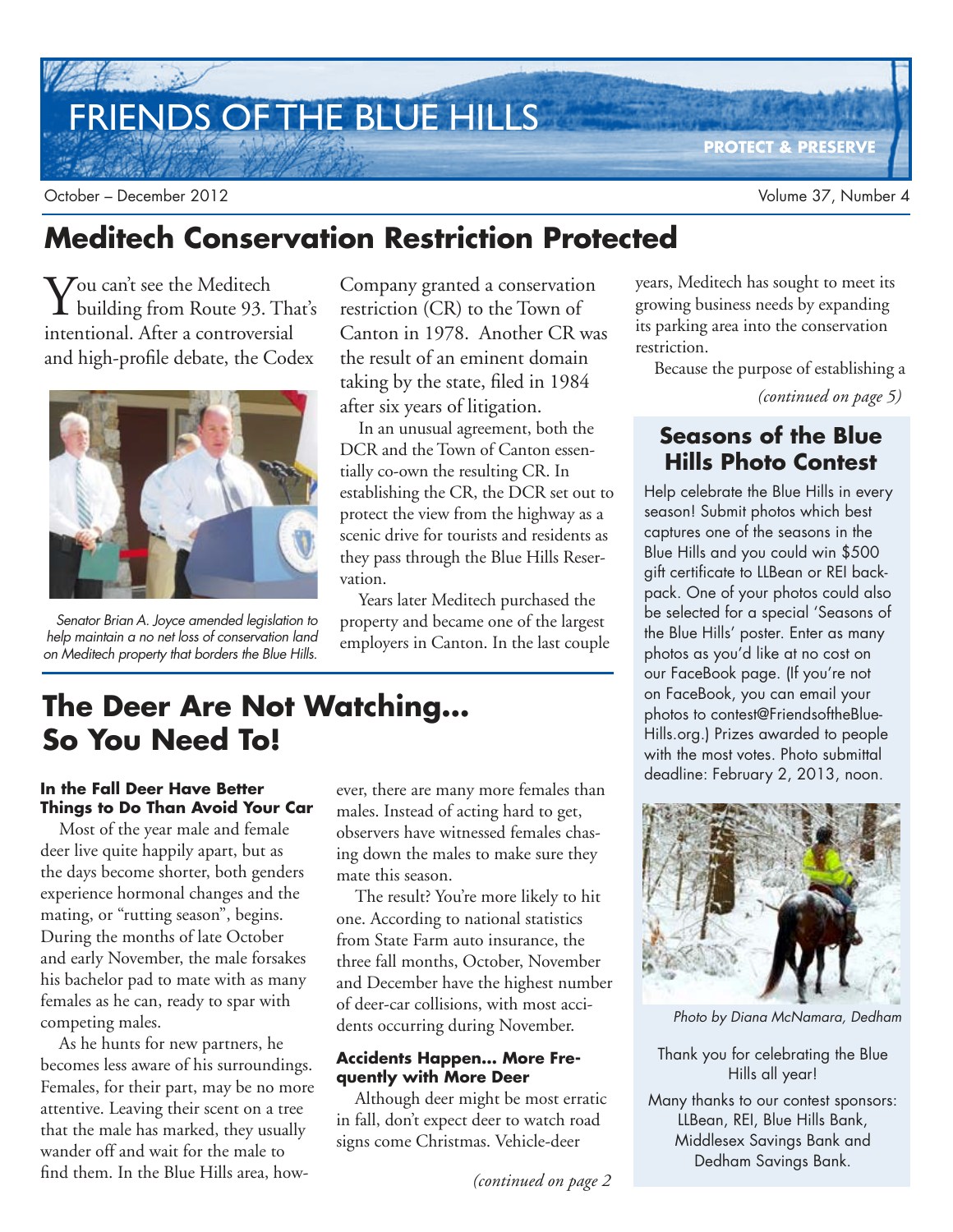# FRIENDS OF THE BLUE HILLS

**PROTECT & PRESERVE**

October – December 2012

## Meditech Conservation Restriction Protected

You can't see the Meditech building from Route 93. That's intentional. After a controversial and high-profile debate, the Codex Company granted a conservation restriction (CR) to the Town of Canton in 1978. Another CR was the result of an eminent domain taking by the state, filed in 1984 after six years of litigation.

*Senator Brian A. Joyce amended legislation to help maintain a no net loss of conservation land on Meditech property that borders the Blue Hills.*

In an unusual agreement, both the DCR and the Town of Canton essentially co-own the resulting CR. In establishing the CR, the DCR set out to protect the view from the highway as a scenic drive for tourists and residents as they pass through the Blue Hills Reservation.

Years later Meditech purchased the property and became one of the largest employers in Canton. In the last couple years, Meditech has sought to meet its growing business needs by expanding its parking area into the conservation restriction.

Because the purpose of establishing a

*(continued on page 5)*

## The Deer Are Not Watching... So You Need To!

#### In the Fall Deer Have Better Things to Do Than Avoid Your Car

Most of the year male and female deer live quite happily apart, but as the days become shorter, both genders experience hormonal changes and the mating, or "rutting season", begins. During the months of late October and early November, the male forsakes his bachelor pad to mate with as many females as he can, ready to spar with competing males.

As he hunts for new partners, he becomes less aware of his surroundings. Females, for their part, may be no more attentive. Leaving their scent on a tree that the male has marked, they usually wander off and wait for the male to find them. In the Blue Hills area, however, there are many more females than males. Instead of acting hard to get, observers have witnessed females chasing down the males to make sure they mate this season.

The result? You're more likely to hit one. According to national statistics from State Farm auto insurance, the three fall months, October, November and December have the highest number of deer-car collisions, with most accidents occurring during November.

#### Accidents Happen... More Frequently with More Deer

Although deer might be most erratic in fall, don't expect deer to watch road signs come Christmas. Vehicle-deer

*(continued on page 2)*

## Seasons of the Blue Hills Photo Contest

Help celebrate the Blue Hills in every season! Submit photos which best captures one of the seasons in the Blue Hills and you could win $500 gift certificate to LLBean or REI backpack. One of your photos could also be selected for a special 'Seasons of the Blue Hills' poster. Enter as many photos as you'd like at no cost on our FaceBook page. (If you're not on FaceBook, you can email your photos to contest@FriendsoftheBlueHills.org.) Prizes awarded to people with the most votes. Photo submittal deadline: February 2, 2013, noon.

*Photo by Diana McNamara, Dedham*

Thank you for celebrating the Blue Hills all year!

Many thanks to our contest sponsors: LLBean, REI, Blue Hills Bank, Middlesex Savings Bank and Dedham Savings Bank.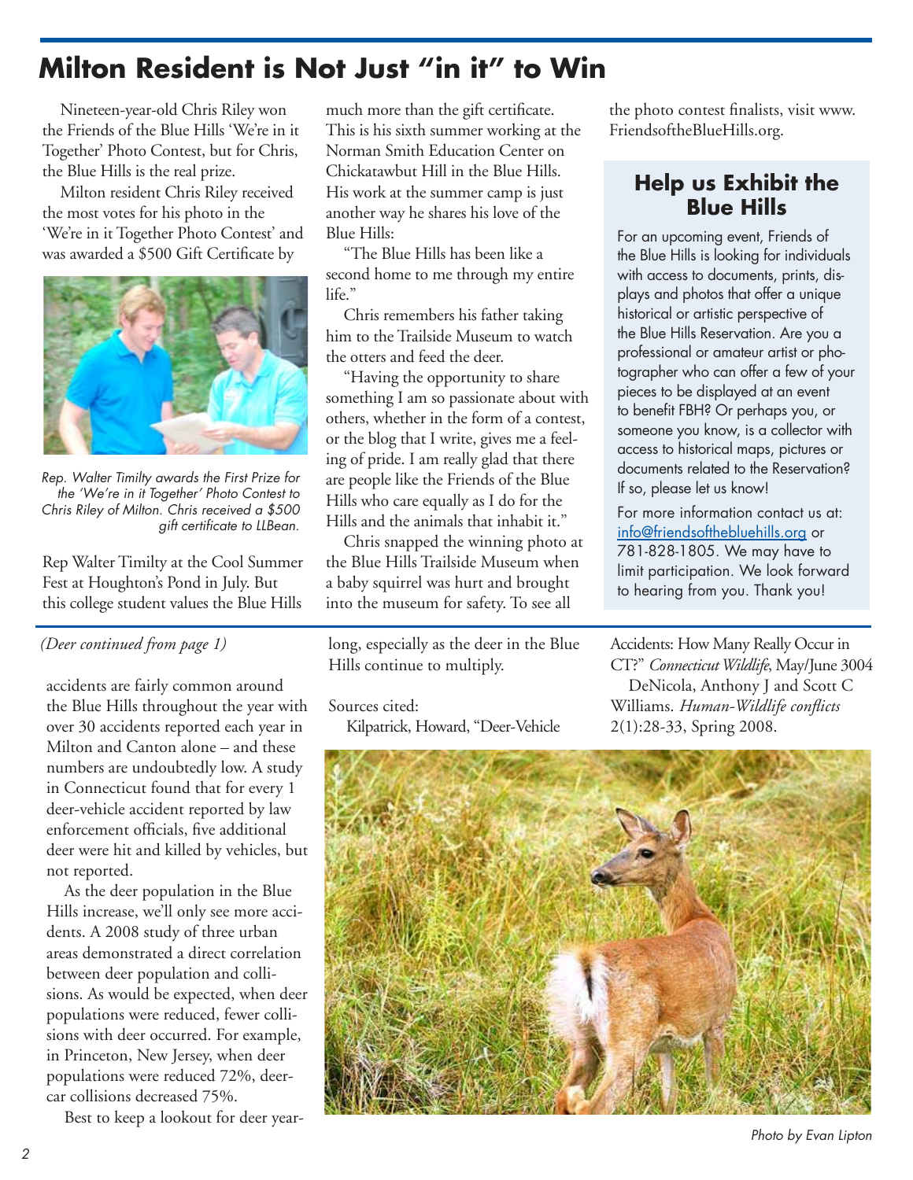# Milton Resident is Not Just "in it" to Win

Nineteen-year-old Chris Riley won the Friends of the Blue Hills 'We're in it Together' Photo Contest, but for Chris, the Blue Hills is the real prize.

Milton resident Chris Riley received the most votes for his photo in the 'We're in it Together Photo Contest' and was awarded a $500 Gift Certificate by Rep Walter Timilty at the Cool Summer Fest at Houghton's Pond in July. But this college student values the Blue Hills much more than the gift certificate. This is his sixth summer working at the Norman Smith Education Center on Chickatawbut Hill in the Blue Hills. His work at the summer camp is just another way he shares his love of the Blue Hills:

"The Blue Hills has been like a second home to me through my entire life."

Chris remembers his father taking him to the Trailside Museum to watch the otters and feed the deer.

"Having the opportunity to share something I am so passionate about with others, whether in the form of a contest, or the blog that I write, gives me a feeling of pride. I am really glad that there are people like the Friends of the Blue Hills who care equally as I do for the Hills and the animals that inhabit it."

Chris snapped the winning photo at the Blue Hills Trailside Museum when a baby squirrel was hurt and brought into the museum for safety. To see all the photo contest finalists, visit www.FriendsoftheBlueHills.org.

*Rep. Walter Timilty awards the First Prize for the 'We're in it Together' Photo Contest to Chris Riley of Milton. Chris received a $500 gift certificate to LLBean.*

## Help us Exhibit the Blue Hills

For an upcoming event, Friends of the Blue Hills is looking for individuals with access to documents, prints, displays and photos that offer a unique historical or artistic perspective of the Blue Hills Reservation. Are you a professional or amateur artist or photographer who can offer a few of your pieces to be displayed at an event to benefit FBH? Or perhaps you, or someone you know, is a collector with access to historical maps, pictures or documents related to the Reservation? If so, please let us know!

For more information contact us at: info@friendsofthebluehills.org or 781-828-1805. We may have to limit participation. We look forward to hearing from you. Thank you!

---

*(Deer continued from page 1)*

accidents are fairly common around the Blue Hills throughout the year with over 30 accidents reported each year in Milton and Canton alone – and these numbers are undoubtedly low. A study in Connecticut found that for every 1 deer-vehicle accident reported by law enforcement officials, five additional deer were hit and killed by vehicles, but not reported.

As the deer population in the Blue Hills increase, we'll only see more accidents. A 2008 study of three urban areas demonstrated a direct correlation between deer population and collisions. As would be expected, when deer populations were reduced, fewer collisions with deer occurred. For example, in Princeton, New Jersey, when deer populations were reduced 72%, deer-car collisions decreased 75%.

Best to keep a lookout for deer year-long, especially as the deer in the Blue Hills continue to multiply.

Sources cited:

Kilpatrick, Howard, "Deer-Vehicle Accidents: How Many Really Occur in CT?" *Connecticut Wildlife*, May/June 3004

DeNicola, Anthony J and Scott C Williams. *Human-Wildlife conflicts* 2(1):28-33, Spring 2008.

*Photo by Evan Lipton*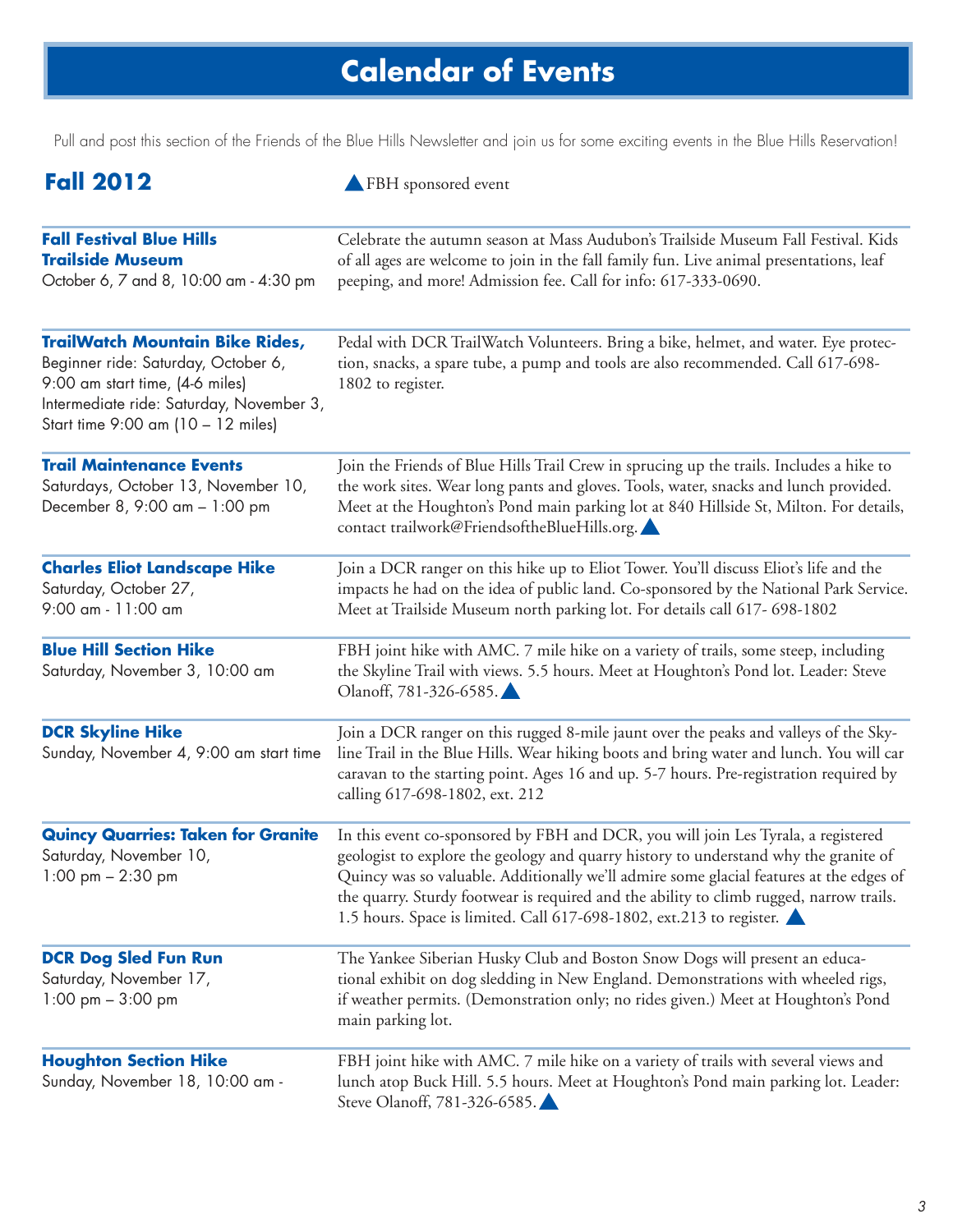# Calendar of Events

Pull and post this section of the Friends of the Blue Hills Newsletter and join us for some exciting events in the Blue Hills Reservation!

## Fall 2012

▲ FBH sponsored event

**Fall Festival Blue Hills Trailside Museum**
October 6, 7 and 8, 10:00 am - 4:30 pm

Celebrate the autumn season at Mass Audubon's Trailside Museum Fall Festival. Kids of all ages are welcome to join in the fall family fun. Live animal presentations, leaf peeping, and more! Admission fee. Call for info: 617-333-0690.

**TrailWatch Mountain Bike Rides,**
Beginner ride: Saturday, October 6, 9:00 am start time, (4-6 miles)
Intermediate ride: Saturday, November 3, Start time 9:00 am (10 – 12 miles)

Pedal with DCR TrailWatch Volunteers. Bring a bike, helmet, and water. Eye protection, snacks, a spare tube, a pump and tools are also recommended. Call 617-698-1802 to register.

**Trail Maintenance Events**
Saturdays, October 13, November 10, December 8, 9:00 am – 1:00 pm

Join the Friends of Blue Hills Trail Crew in sprucing up the trails. Includes a hike to the work sites. Wear long pants and gloves. Tools, water, snacks and lunch provided. Meet at the Houghton's Pond main parking lot at 840 Hillside St, Milton. For details, contact trailwork@FriendsoftheBlueHills.org. ▲

**Charles Eliot Landscape Hike**
Saturday, October 27, 9:00 am - 11:00 am

Join a DCR ranger on this hike up to Eliot Tower. You'll discuss Eliot's life and the impacts he had on the idea of public land. Co-sponsored by the National Park Service. Meet at Trailside Museum north parking lot. For details call 617- 698-1802

**Blue Hill Section Hike**
Saturday, November 3, 10:00 am

FBH joint hike with AMC. 7 mile hike on a variety of trails, some steep, including the Skyline Trail with views. 5.5 hours. Meet at Houghton's Pond lot. Leader: Steve Olanoff, 781-326-6585. ▲

**DCR Skyline Hike**
Sunday, November 4, 9:00 am start time

Join a DCR ranger on this rugged 8-mile jaunt over the peaks and valleys of the Skyline Trail in the Blue Hills. Wear hiking boots and bring water and lunch. You will car caravan to the starting point. Ages 16 and up. 5-7 hours. Pre-registration required by calling 617-698-1802, ext. 212

**Quincy Quarries: Taken for Granite**
Saturday, November 10, 1:00 pm – 2:30 pm

In this event co-sponsored by FBH and DCR, you will join Les Tyrala, a registered geologist to explore the geology and quarry history to understand why the granite of Quincy was so valuable. Additionally we'll admire some glacial features at the edges of the quarry. Sturdy footwear is required and the ability to climb rugged, narrow trails. 1.5 hours. Space is limited. Call 617-698-1802, ext.213 to register. ▲

**DCR Dog Sled Fun Run**
Saturday, November 17, 1:00 pm – 3:00 pm

The Yankee Siberian Husky Club and Boston Snow Dogs will present an educational exhibit on dog sledding in New England. Demonstrations with wheeled rigs, if weather permits. (Demonstration only; no rides given.) Meet at Houghton's Pond main parking lot.

**Houghton Section Hike**
Sunday, November 18, 10:00 am -

FBH joint hike with AMC. 7 mile hike on a variety of trails with several views and lunch atop Buck Hill. 5.5 hours. Meet at Houghton's Pond main parking lot. Leader: Steve Olanoff, 781-326-6585. ▲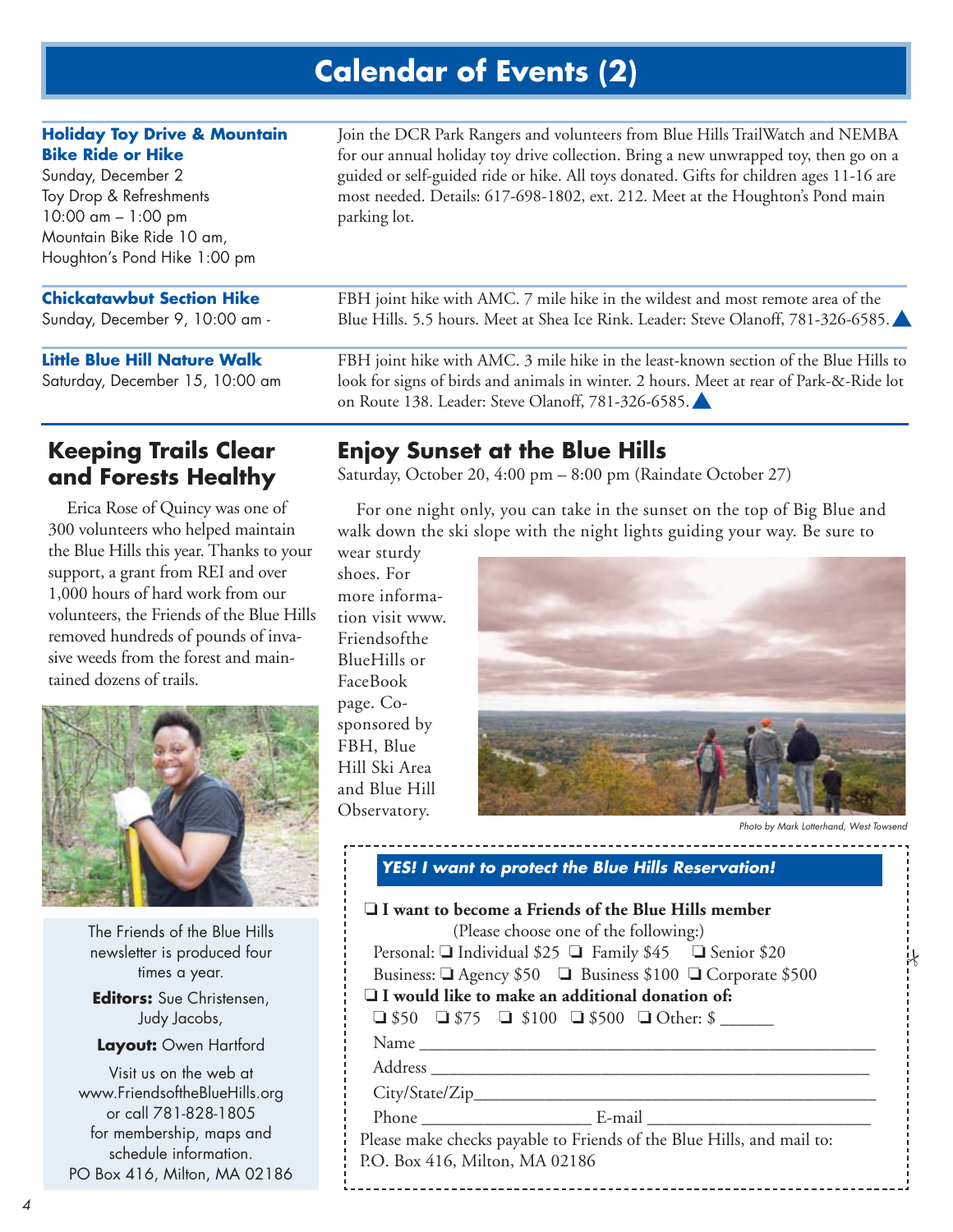# Calendar of Events (2)

**Holiday Toy Drive & Mountain Bike Ride or Hike**
Sunday, December 2
Toy Drop & Refreshments
10:00 am – 1:00 pm
Mountain Bike Ride 10 am,
Houghton's Pond Hike 1:00 pm

Join the DCR Park Rangers and volunteers from Blue Hills TrailWatch and NEMBA for our annual holiday toy drive collection. Bring a new unwrapped toy, then go on a guided or self-guided ride or hike. All toys donated. Gifts for children ages 11-16 are most needed. Details: 617-698-1802, ext. 212. Meet at the Houghton's Pond main parking lot.

**Chickatawbut Section Hike**
Sunday, December 9, 10:00 am -

FBH joint hike with AMC. 7 mile hike in the wildest and most remote area of the Blue Hills. 5.5 hours. Meet at Shea Ice Rink. Leader: Steve Olanoff, 781-326-6585. ▲

**Little Blue Hill Nature Walk**
Saturday, December 15, 10:00 am

FBH joint hike with AMC. 3 mile hike in the least-known section of the Blue Hills to look for signs of birds and animals in winter. 2 hours. Meet at rear of Park-&-Ride lot on Route 138. Leader: Steve Olanoff, 781-326-6585. ▲

## Keeping Trails Clear and Forests Healthy

Erica Rose of Quincy was one of 300 volunteers who helped maintain the Blue Hills this year. Thanks to your support, a grant from REI and over 1,000 hours of hard work from our volunteers, the Friends of the Blue Hills removed hundreds of pounds of invasive weeds from the forest and maintained dozens of trails.

The Friends of the Blue Hills newsletter is produced four times a year.

**Editors:** Sue Christensen, Judy Jacobs,

**Layout:** Owen Hartford

Visit us on the web at www.FriendsoftheBlueHills.org or call 781-828-1805 for membership, maps and schedule information.
PO Box 416, Milton, MA 02186

## Enjoy Sunset at the Blue Hills

Saturday, October 20, 4:00 pm – 8:00 pm (Raindate October 27)

For one night only, you can take in the sunset on the top of Big Blue and walk down the ski slope with the night lights guiding your way. Be sure to wear sturdy shoes. For more information visit www.FriendsoftheBlueHills or FaceBook page. Co-sponsored by FBH, Blue Hill Ski Area and Blue Hill Observatory.

*Photo by Mark Lotterhand, West Towsend*

***YES! I want to protect the Blue Hills Reservation!***

❑ **I want to become a Friends of the Blue Hills member**
(Please choose one of the following:)
Personal: ❑ Individual $25 ❑ Family $45 ❑ Senior $20
Business: ❑ Agency $50 ❑ Business $100 ❑ Corporate $500

❑ **I would like to make an additional donation of:**
❑ $50 ❑ $75 ❑ $100 ❑ $500 ❑ Other: $ ______

Name ____________________________________________

Address __________________________________________

City/State/Zip______________________________________

Phone ___________________ E-mail ___________________

Please make checks payable to Friends of the Blue Hills, and mail to:
P.O. Box 416, Milton, MA 02186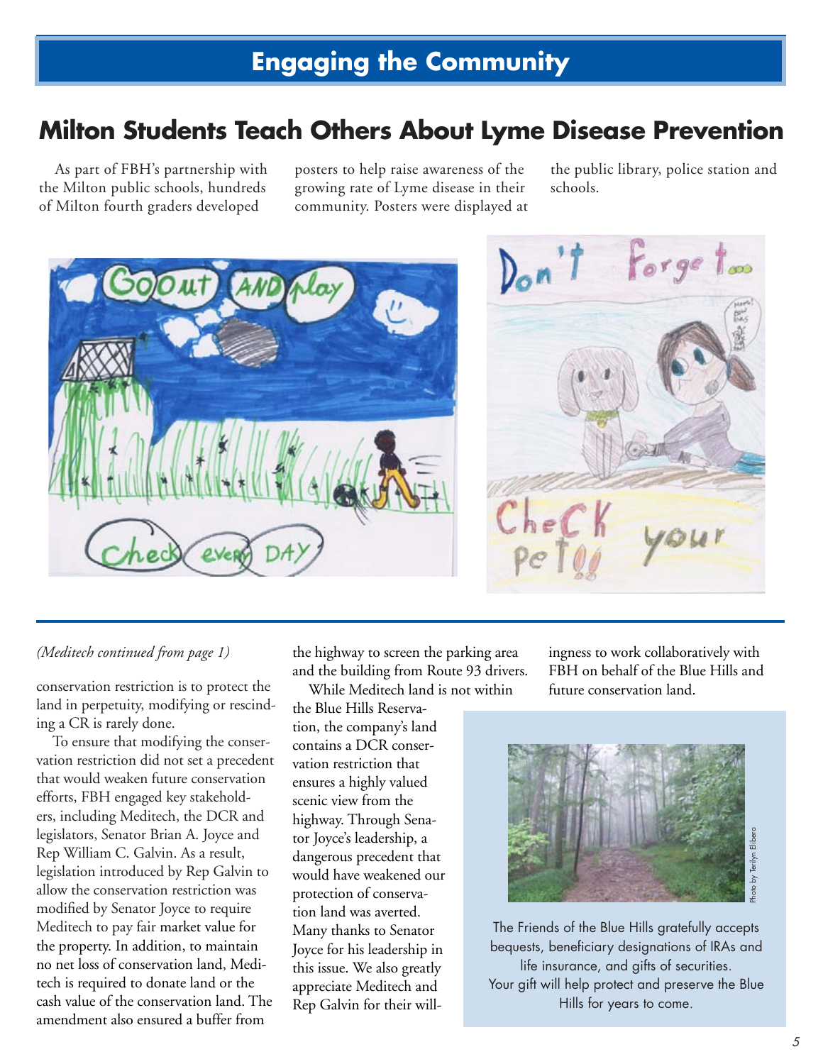# Engaging the Community

## Milton Students Teach Others About Lyme Disease Prevention

As part of FBH's partnership with the Milton public schools, hundreds of Milton fourth graders developed posters to help raise awareness of the growing rate of Lyme disease in their community. Posters were displayed at the public library, police station and schools.

*(Meditech continued from page 1)*

conservation restriction is to protect the land in perpetuity, modifying or rescinding a CR is rarely done.

To ensure that modifying the conservation restriction did not set a precedent that would weaken future conservation efforts, FBH engaged key stakeholders, including Meditech, the DCR and legislators, Senator Brian A. Joyce and Rep William C. Galvin. As a result, legislation introduced by Rep Galvin to allow the conservation restriction was modified by Senator Joyce to require Meditech to pay fair market value for the property. In addition, to maintain no net loss of conservation land, Meditech is required to donate land or the cash value of the conservation land. The amendment also ensured a buffer from the highway to screen the parking area and the building from Route 93 drivers.

While Meditech land is not within the Blue Hills Reservation, the company's land contains a DCR conservation restriction that ensures a highly valued scenic view from the highway. Through Senator Joyce's leadership, a dangerous precedent that would have weakened our protection of conservation land was averted. Many thanks to Senator Joyce for his leadership in this issue. We also greatly appreciate Meditech and Rep Galvin for their willingness to work collaboratively with FBH on behalf of the Blue Hills and future conservation land.

Photo by Terilyn Elibero

The Friends of the Blue Hills gratefully accepts bequests, beneficiary designations of IRAs and life insurance, and gifts of securities. Your gift will help protect and preserve the Blue Hills for years to come.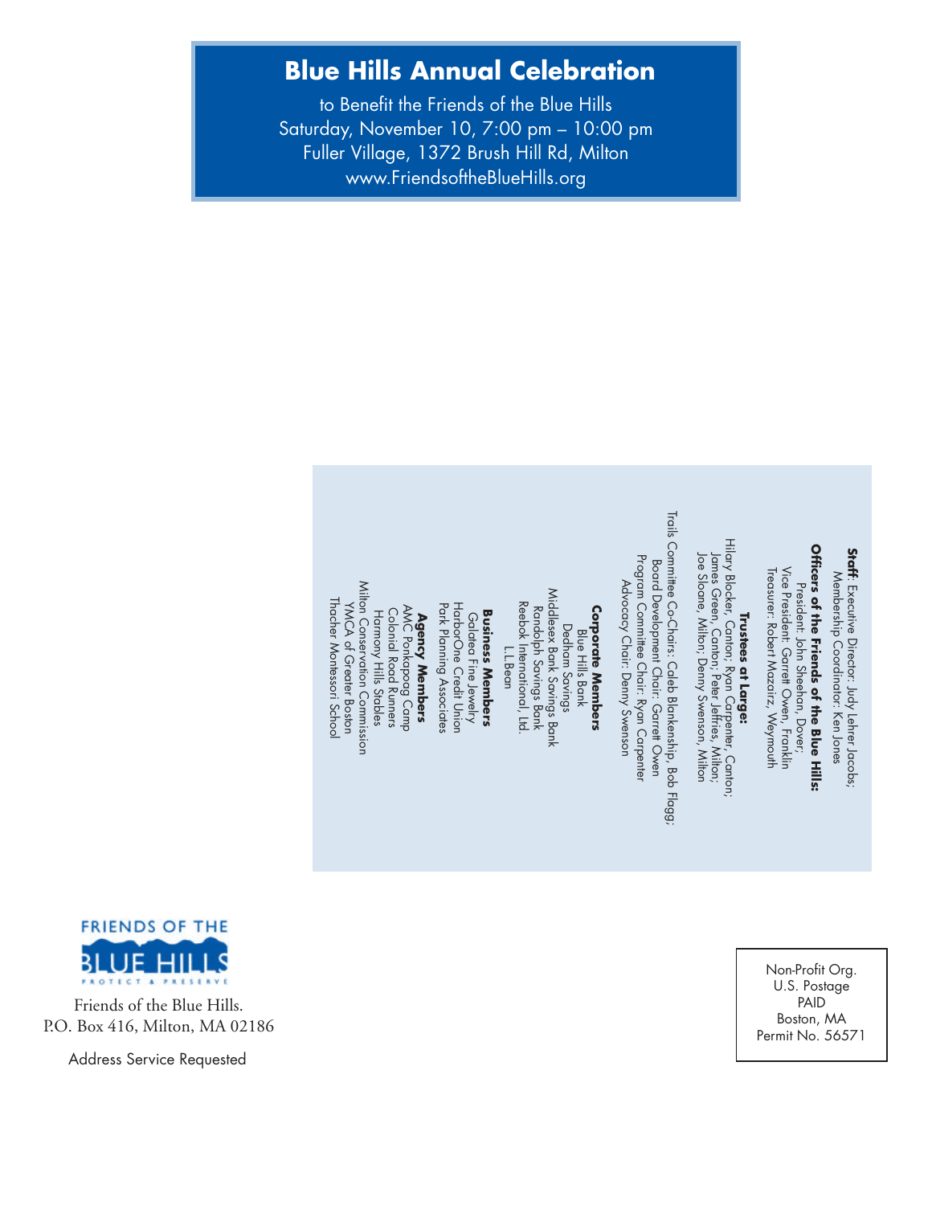## Blue Hills Annual Celebration

to Benefit the Friends of the Blue Hills
Saturday, November 10, 7:00 pm – 10:00 pm
Fuller Village, 1372 Brush Hill Rd, Milton
www.FriendsoftheBlueHills.org

**Staff**: Executive Director: Judy Lehrer Jacobs;
Membership Coordinator: Ken Jones

**Officers of the Friends of the Blue Hills:**
President: John Sheehan, Dover;
Vice President: Garrett Owen, Franklin
Treasurer: Robert Mazairz, Weymouth

**Trustees at Large:**
Hilary Blocker, Canton; Ryan Carpenter, Canton;
James Green, Canton; Peter Jeffries, Milton;
Joe Sloane, Milton; Denny Swenson, Milton

Trails Committee Co-Chairs: Caleb Blankenship, Bob Flagg;
Board Development Chair: Garrett Owen
Program Committee Chair: Ryan Carpenter
Advocacy Chair: Denny Swenson

**Corporate Members**
Blue Hills Bank
Dedham Savings
Middlesex Bank Savings Bank
Randolph Savings Bank
Reebok International, Ltd.
L.L.Bean

**Business Members**
Galatea Fine Jewelry
HarborOne Credit Union
Park Planning Associates

**Agency Members**
AMC Ponkapoag Camp
Colonial Road Runners
Harmony Hills Stables
Milton Conservation Commission
YMCA of Greater Boston
Thacher Montessori School

FRIENDS OF THE BLUE HILLS
PROTECT & PRESERVE

Friends of the Blue Hills.
P.O. Box 416, Milton, MA 02186

Address Service Requested

Non-Profit Org.
U.S. Postage
PAID
Boston, MA
Permit No. 56571